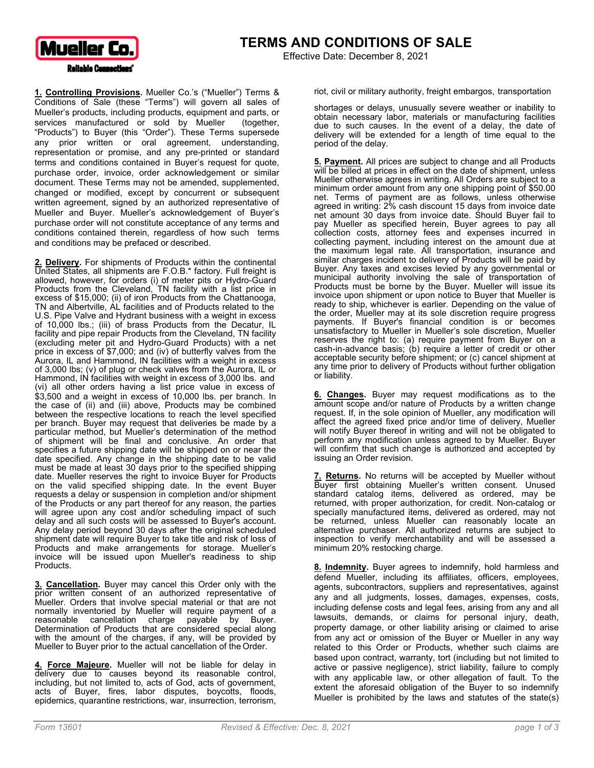Mueller Co.

Reliable Connections

# TERMS AND CONDITIONS OF SALE

Effective Date: December 8, 2021

**1. Controlling Provisions.** Mueller Co.'s ("Mueller") Terms & Conditions of Sale (these "Terms") will govern all sales of Mueller's products, including products, equipment and parts, or services manufactured or sold by Mueller (together, "Products") to Buyer (this "Order"). These Terms supersede any prior written or oral agreement, understanding, representation or promise, and any pre-printed or standard terms and conditions contained in Buyer's request for quote, purchase order, invoice, order acknowledgement or similar document. These Terms may not be amended, supplemented, changed or modified, except by concurrent or subsequent written agreement, signed by an authorized representative of Mueller and Buyer. Mueller's acknowledgement of Buyer's purchase order will not constitute acceptance of any terms and conditions contained therein, regardless of how such terms and conditions may be prefaced or described.

**2. Delivery.** For shipments of Products within the continental United States, all shipments are F.O.B.* factory. Full freight is allowed, however, for orders (i) of meter pits or Hydro-Guard Products from the Cleveland, TN facility with a list price in excess of $15,000; (ii) of iron Products from the Chattanooga, TN and Albertville, AL facilities and of Products related to the U.S. Pipe Valve and Hydrant business with a weight in excess of 10,000 lbs.; (iii) of brass Products from the Decatur, IL facility and pipe repair Products from the Cleveland, TN facility (excluding meter pit and Hydro-Guard Products) with a net price in excess of $7,000; and (iv) of butterfly valves from the Aurora, IL and Hammond, IN facilities with a weight in excess of 3,000 lbs; (v) of plug or check valves from the Aurora, IL or Hammond, IN facilities with weight in excess of 3,000 lbs. and (vi) all other orders having a list price value in excess of $3,500 and a weight in excess of 10,000 lbs. per branch. In the case of (ii) and (iii) above, Products may be combined between the respective locations to reach the level specified per branch. Buyer may request that deliveries be made by a particular method, but Mueller's determination of the method of shipment will be final and conclusive. An order that specifies a future shipping date will be shipped on or near the date specified. Any change in the shipping date to be valid must be made at least 30 days prior to the specified shipping date. Mueller reserves the right to invoice Buyer for Products on the valid specified shipping date. In the event Buyer requests a delay or suspension in completion and/or shipment of the Products or any part thereof for any reason, the parties will agree upon any cost and/or scheduling impact of such delay and all such costs will be assessed to Buyer's account. Any delay period beyond 30 days after the original scheduled shipment date will require Buyer to take title and risk of loss of Products and make arrangements for storage. Mueller's invoice will be issued upon Mueller's readiness to ship Products.

**3. Cancellation.** Buyer may cancel this Order only with the prior written consent of an authorized representative of Mueller. Orders that involve special material or that are not normally inventoried by Mueller will require payment of a reasonable cancellation charge payable by Buyer. Determination of Products that are considered special along with the amount of the charges, if any, will be provided by Mueller to Buyer prior to the actual cancellation of the Order.

**4. Force Majeure.** Mueller will not be liable for delay in delivery due to causes beyond its reasonable control, including, but not limited to, acts of God, acts of government, acts of Buyer, fires, labor disputes, boycotts, floods, epidemics, quarantine restrictions, war, insurrection, terrorism, riot, civil or military authority, freight embargos, transportation shortages or delays, unusually severe weather or inability to obtain necessary labor, materials or manufacturing facilities due to such causes. In the event of a delay, the date of delivery will be extended for a length of time equal to the period of the delay.

**5. Payment.** All prices are subject to change and all Products will be billed at prices in effect on the date of shipment, unless Mueller otherwise agrees in writing. All Orders are subject to a minimum order amount from any one shipping point of $50.00 net. Terms of payment are as follows, unless otherwise agreed in writing: 2% cash discount 15 days from invoice date net amount 30 days from invoice date. Should Buyer fail to pay Mueller as specified herein, Buyer agrees to pay all collection costs, attorney fees and expenses incurred in collecting payment, including interest on the amount due at the maximum legal rate. All transportation, insurance and similar charges incident to delivery of Products will be paid by Buyer. Any taxes and excises levied by any governmental or municipal authority involving the sale of transportation of Products must be borne by the Buyer. Mueller will issue its invoice upon shipment or upon notice to Buyer that Mueller is ready to ship, whichever is earlier. Depending on the value of the order, Mueller may at its sole discretion require progress payments. If Buyer's financial condition is or becomes unsatisfactory to Mueller in Mueller's sole discretion, Mueller reserves the right to: (a) require payment from Buyer on a cash-in-advance basis; (b) require a letter of credit or other acceptable security before shipment; or (c) cancel shipment at any time prior to delivery of Products without further obligation or liability.

**6. Changes.** Buyer may request modifications as to the amount scope and/or nature of Products by a written change request. If, in the sole opinion of Mueller, any modification will affect the agreed fixed price and/or time of delivery, Mueller will notify Buyer thereof in writing and will not be obligated to perform any modification unless agreed to by Mueller. Buyer will confirm that such change is authorized and accepted by issuing an Order revision.

**7. Returns.** No returns will be accepted by Mueller without Buyer first obtaining Mueller's written consent. Unused standard catalog items, delivered as ordered, may be returned, with proper authorization, for credit. Non-catalog or specially manufactured items, delivered as ordered, may not be returned, unless Mueller can reasonably locate an alternative purchaser. All authorized returns are subject to inspection to verify merchantability and will be assessed a minimum 20% restocking charge.

**8. Indemnity.** Buyer agrees to indemnify, hold harmless and defend Mueller, including its affiliates, officers, employees, agents, subcontractors, suppliers and representatives, against any and all judgments, losses, damages, expenses, costs, including defense costs and legal fees, arising from any and all lawsuits, demands, or claims for personal injury, death, property damage, or other liability arising or claimed to arise from any act or omission of the Buyer or Mueller in any way related to this Order or Products, whether such claims are based upon contract, warranty, tort (including but not limited to active or passive negligence), strict liability, failure to comply with any applicable law, or other allegation of fault. To the extent the aforesaid obligation of the Buyer to so indemnify Mueller is prohibited by the laws and statutes of the state(s)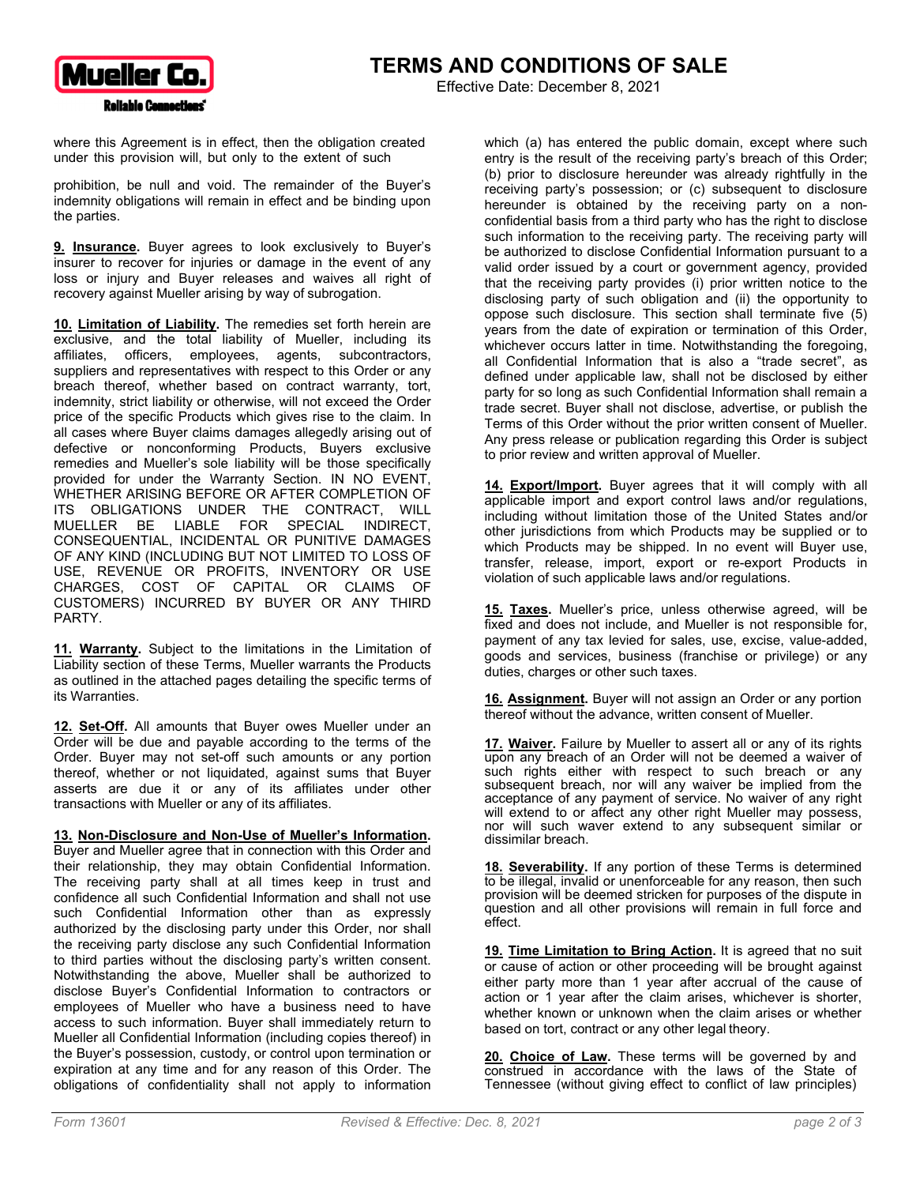where this Agreement is in effect, then the obligation created under this provision will, but only to the extent of such

prohibition, be null and void. The remainder of the Buyer's indemnity obligations will remain in effect and be binding upon the parties.

**9. Insurance.** Buyer agrees to look exclusively to Buyer's insurer to recover for injuries or damage in the event of any loss or injury and Buyer releases and waives all right of recovery against Mueller arising by way of subrogation.

**10. Limitation of Liability.** The remedies set forth herein are exclusive, and the total liability of Mueller, including its affiliates, officers, employees, agents, subcontractors, suppliers and representatives with respect to this Order or any breach thereof, whether based on contract warranty, tort, indemnity, strict liability or otherwise, will not exceed the Order price of the specific Products which gives rise to the claim. In all cases where Buyer claims damages allegedly arising out of defective or nonconforming Products, Buyers exclusive remedies and Mueller's sole liability will be those specifically provided for under the Warranty Section. IN NO EVENT, WHETHER ARISING BEFORE OR AFTER COMPLETION OF ITS OBLIGATIONS UNDER THE CONTRACT, WILL MUELLER BE LIABLE FOR SPECIAL INDIRECT, CONSEQUENTIAL, INCIDENTAL OR PUNITIVE DAMAGES OF ANY KIND (INCLUDING BUT NOT LIMITED TO LOSS OF USE, REVENUE OR PROFITS, INVENTORY OR USE CHARGES, COST OF CAPITAL OR CLAIMS OF CUSTOMERS) INCURRED BY BUYER OR ANY THIRD PARTY.

**11. Warranty.** Subject to the limitations in the Limitation of Liability section of these Terms, Mueller warrants the Products as outlined in the attached pages detailing the specific terms of its Warranties.

**12. Set-Off.** All amounts that Buyer owes Mueller under an Order will be due and payable according to the terms of the Order. Buyer may not set-off such amounts or any portion thereof, whether or not liquidated, against sums that Buyer asserts are due it or any of its affiliates under other transactions with Mueller or any of its affiliates.

**13. Non-Disclosure and Non-Use of Mueller's Information.** Buyer and Mueller agree that in connection with this Order and their relationship, they may obtain Confidential Information. The receiving party shall at all times keep in trust and confidence all such Confidential Information and shall not use such Confidential Information other than as expressly authorized by the disclosing party under this Order, nor shall the receiving party disclose any such Confidential Information to third parties without the disclosing party's written consent. Notwithstanding the above, Mueller shall be authorized to disclose Buyer's Confidential Information to contractors or employees of Mueller who have a business need to have access to such information. Buyer shall immediately return to Mueller all Confidential Information (including copies thereof) in the Buyer's possession, custody, or control upon termination or expiration at any time and for any reason of this Order. The obligations of confidentiality shall not apply to information which (a) has entered the public domain, except where such entry is the result of the receiving party's breach of this Order; (b) prior to disclosure hereunder was already rightfully in the receiving party's possession; or (c) subsequent to disclosure hereunder is obtained by the receiving party on a non-confidential basis from a third party who has the right to disclose such information to the receiving party. The receiving party will be authorized to disclose Confidential Information pursuant to a valid order issued by a court or government agency, provided that the receiving party provides (i) prior written notice to the disclosing party of such obligation and (ii) the opportunity to oppose such disclosure. This section shall terminate five (5) years from the date of expiration or termination of this Order, whichever occurs latter in time. Notwithstanding the foregoing, all Confidential Information that is also a "trade secret", as defined under applicable law, shall not be disclosed by either party for so long as such Confidential Information shall remain a trade secret. Buyer shall not disclose, advertise, or publish the Terms of this Order without the prior written consent of Mueller. Any press release or publication regarding this Order is subject to prior review and written approval of Mueller.

**14. Export/Import.** Buyer agrees that it will comply with all applicable import and export control laws and/or regulations, including without limitation those of the United States and/or other jurisdictions from which Products may be supplied or to which Products may be shipped. In no event will Buyer use, transfer, release, import, export or re-export Products in violation of such applicable laws and/or regulations.

**15. Taxes.** Mueller's price, unless otherwise agreed, will be fixed and does not include, and Mueller is not responsible for, payment of any tax levied for sales, use, excise, value-added, goods and services, business (franchise or privilege) or any duties, charges or other such taxes.

**16. Assignment.** Buyer will not assign an Order or any portion thereof without the advance, written consent of Mueller.

**17. Waiver.** Failure by Mueller to assert all or any of its rights upon any breach of an Order will not be deemed a waiver of such rights either with respect to such breach or any subsequent breach, nor will any waiver be implied from the acceptance of any payment of service. No waiver of any right will extend to or affect any other right Mueller may possess, nor will such waver extend to any subsequent similar or dissimilar breach.

**18. Severability.** If any portion of these Terms is determined to be illegal, invalid or unenforceable for any reason, then such provision will be deemed stricken for purposes of the dispute in question and all other provisions will remain in full force and effect.

**19. Time Limitation to Bring Action.** It is agreed that no suit or cause of action or other proceeding will be brought against either party more than 1 year after accrual of the cause of action or 1 year after the claim arises, whichever is shorter, whether known or unknown when the claim arises or whether based on tort, contract or any other legal theory.

**20. Choice of Law.** These terms will be governed by and construed in accordance with the laws of the State of Tennessee (without giving effect to conflict of law principles)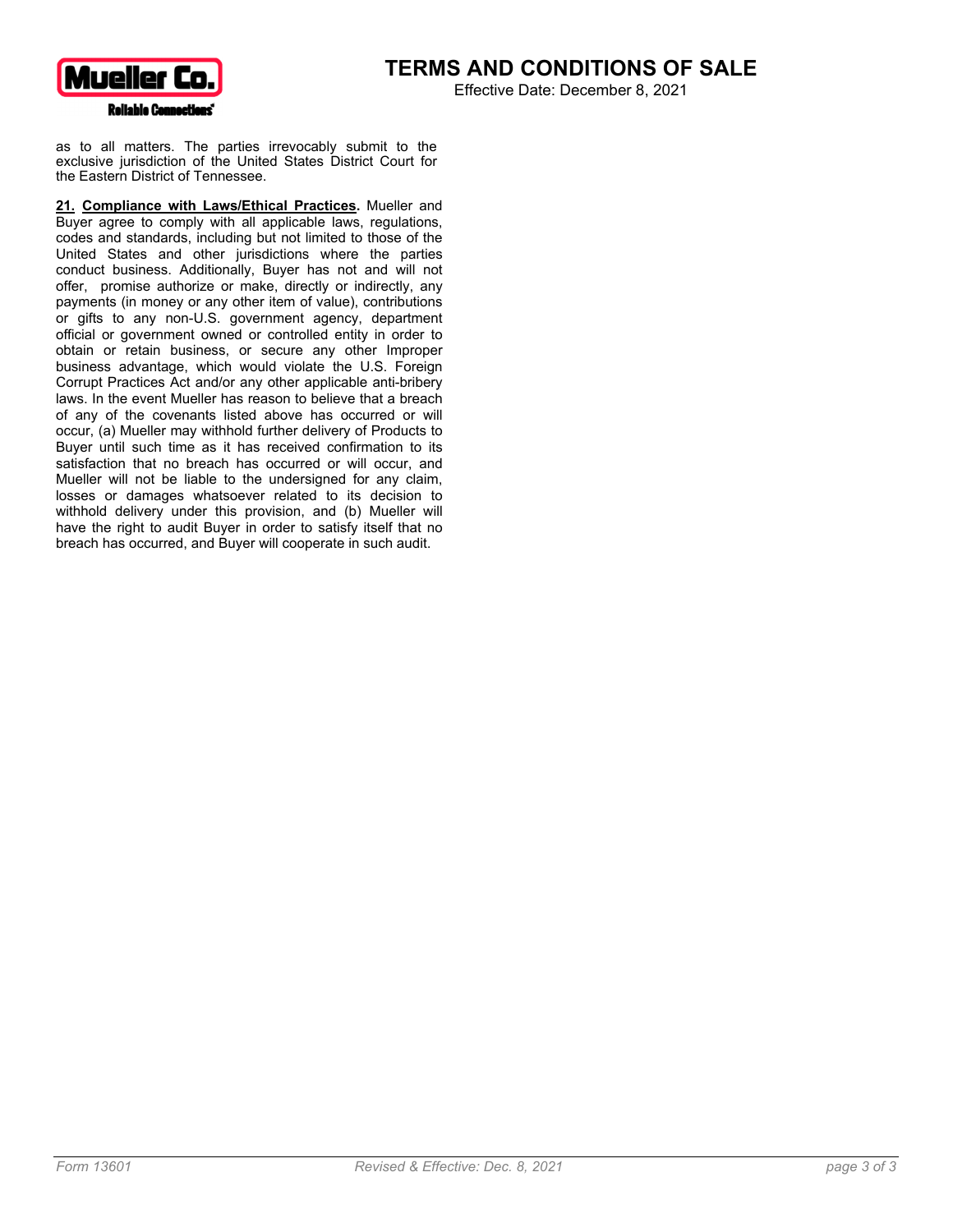as to all matters. The parties irrevocably submit to the exclusive jurisdiction of the United States District Court for the Eastern District of Tennessee.

**21. Compliance with Laws/Ethical Practices.** Mueller and Buyer agree to comply with all applicable laws, regulations, codes and standards, including but not limited to those of the United States and other jurisdictions where the parties conduct business. Additionally, Buyer has not and will not offer, promise authorize or make, directly or indirectly, any payments (in money or any other item of value), contributions or gifts to any non-U.S. government agency, department official or government owned or controlled entity in order to obtain or retain business, or secure any other Improper business advantage, which would violate the U.S. Foreign Corrupt Practices Act and/or any other applicable anti-bribery laws. In the event Mueller has reason to believe that a breach of any of the covenants listed above has occurred or will occur, (a) Mueller may withhold further delivery of Products to Buyer until such time as it has received confirmation to its satisfaction that no breach has occurred or will occur, and Mueller will not be liable to the undersigned for any claim, losses or damages whatsoever related to its decision to withhold delivery under this provision, and (b) Mueller will have the right to audit Buyer in order to satisfy itself that no breach has occurred, and Buyer will cooperate in such audit.